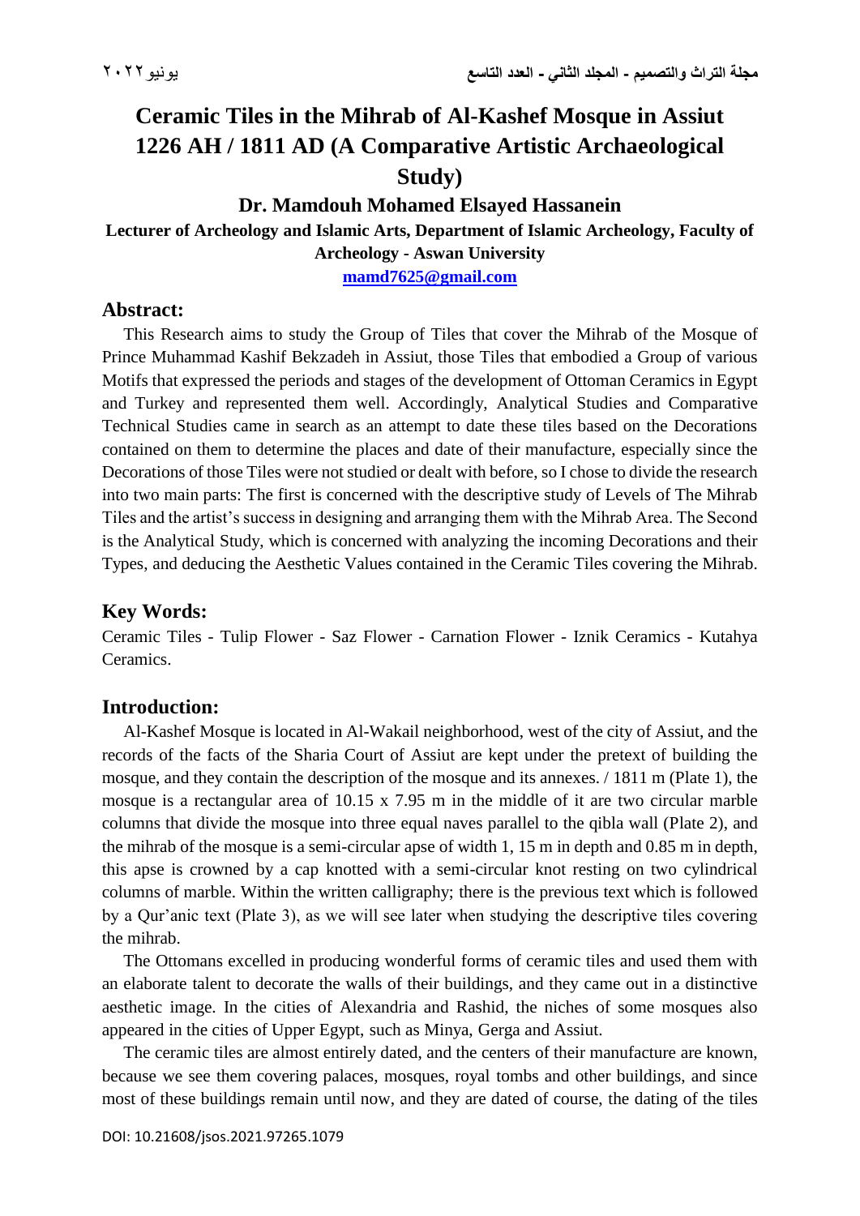# Ceramic Tiles in the Mihrab of Al-Kashef Mosque in Assiut 1226 AH / 1811 AD (A Comparative Artistic Archaeological Study)

**Dr. Mamdouh Mohamed Elsayed Hassanein**

**Lecturer of Archeology and Islamic Arts, Department of Islamic Archeology, Faculty of Archeology - Aswan University**

**mamd7625@gmail.com**

## Abstract:

This Research aims to study the Group of Tiles that cover the Mihrab of the Mosque of Prince Muhammad Kashif Bekzadeh in Assiut, those Tiles that embodied a Group of various Motifs that expressed the periods and stages of the development of Ottoman Ceramics in Egypt and Turkey and represented them well. Accordingly, Analytical Studies and Comparative Technical Studies came in search as an attempt to date these tiles based on the Decorations contained on them to determine the places and date of their manufacture, especially since the Decorations of those Tiles were not studied or dealt with before, so I chose to divide the research into two main parts: The first is concerned with the descriptive study of Levels of The Mihrab Tiles and the artist's success in designing and arranging them with the Mihrab Area. The Second is the Analytical Study, which is concerned with analyzing the incoming Decorations and their Types, and deducing the Aesthetic Values contained in the Ceramic Tiles covering the Mihrab.

## Key Words:

Ceramic Tiles - Tulip Flower - Saz Flower - Carnation Flower - Iznik Ceramics - Kutahya Ceramics.

## Introduction:

Al-Kashef Mosque is located in Al-Wakail neighborhood, west of the city of Assiut, and the records of the facts of the Sharia Court of Assiut are kept under the pretext of building the mosque, and they contain the description of the mosque and its annexes. / 1811 m (Plate 1), the mosque is a rectangular area of 10.15 x 7.95 m in the middle of it are two circular marble columns that divide the mosque into three equal naves parallel to the qibla wall (Plate 2), and the mihrab of the mosque is a semi-circular apse of width 1, 15 m in depth and 0.85 m in depth, this apse is crowned by a cap knotted with a semi-circular knot resting on two cylindrical columns of marble. Within the written calligraphy; there is the previous text which is followed by a Qur'anic text (Plate 3), as we will see later when studying the descriptive tiles covering the mihrab.

The Ottomans excelled in producing wonderful forms of ceramic tiles and used them with an elaborate talent to decorate the walls of their buildings, and they came out in a distinctive aesthetic image. In the cities of Alexandria and Rashid, the niches of some mosques also appeared in the cities of Upper Egypt, such as Minya, Gerga and Assiut.

The ceramic tiles are almost entirely dated, and the centers of their manufacture are known, because we see them covering palaces, mosques, royal tombs and other buildings, and since most of these buildings remain until now, and they are dated of course, the dating of the tiles

DOI: 10.21608/jsos.2021.97265.1079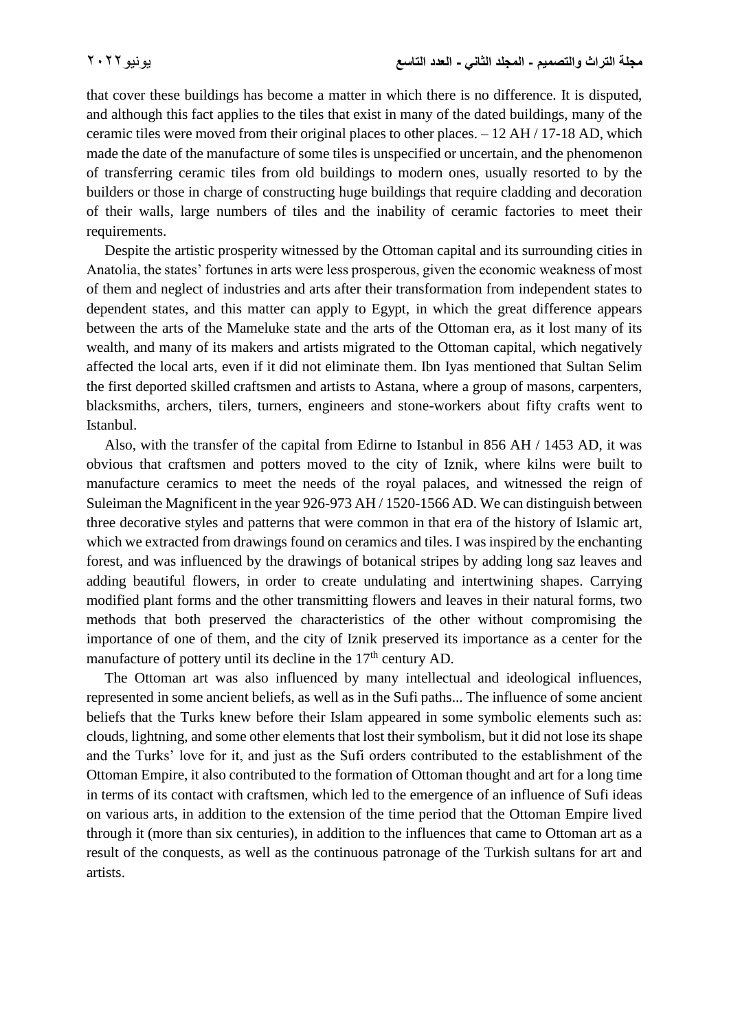that cover these buildings has become a matter in which there is no difference. It is disputed, and although this fact applies to the tiles that exist in many of the dated buildings, many of the ceramic tiles were moved from their original places to other places. – 12 AH / 17-18 AD, which made the date of the manufacture of some tiles is unspecified or uncertain, and the phenomenon of transferring ceramic tiles from old buildings to modern ones, usually resorted to by the builders or those in charge of constructing huge buildings that require cladding and decoration of their walls, large numbers of tiles and the inability of ceramic factories to meet their requirements.

Despite the artistic prosperity witnessed by the Ottoman capital and its surrounding cities in Anatolia, the states' fortunes in arts were less prosperous, given the economic weakness of most of them and neglect of industries and arts after their transformation from independent states to dependent states, and this matter can apply to Egypt, in which the great difference appears between the arts of the Mameluke state and the arts of the Ottoman era, as it lost many of its wealth, and many of its makers and artists migrated to the Ottoman capital, which negatively affected the local arts, even if it did not eliminate them. Ibn Iyas mentioned that Sultan Selim the first deported skilled craftsmen and artists to Astana, where a group of masons, carpenters, blacksmiths, archers, tilers, turners, engineers and stone-workers about fifty crafts went to Istanbul.

Also, with the transfer of the capital from Edirne to Istanbul in 856 AH / 1453 AD, it was obvious that craftsmen and potters moved to the city of Iznik, where kilns were built to manufacture ceramics to meet the needs of the royal palaces, and witnessed the reign of Suleiman the Magnificent in the year 926-973 AH / 1520-1566 AD. We can distinguish between three decorative styles and patterns that were common in that era of the history of Islamic art, which we extracted from drawings found on ceramics and tiles. I was inspired by the enchanting forest, and was influenced by the drawings of botanical stripes by adding long saz leaves and adding beautiful flowers, in order to create undulating and intertwining shapes. Carrying modified plant forms and the other transmitting flowers and leaves in their natural forms, two methods that both preserved the characteristics of the other without compromising the importance of one of them, and the city of Iznik preserved its importance as a center for the manufacture of pottery until its decline in the 17th century AD.

The Ottoman art was also influenced by many intellectual and ideological influences, represented in some ancient beliefs, as well as in the Sufi paths... The influence of some ancient beliefs that the Turks knew before their Islam appeared in some symbolic elements such as: clouds, lightning, and some other elements that lost their symbolism, but it did not lose its shape and the Turks' love for it, and just as the Sufi orders contributed to the establishment of the Ottoman Empire, it also contributed to the formation of Ottoman thought and art for a long time in terms of its contact with craftsmen, which led to the emergence of an influence of Sufi ideas on various arts, in addition to the extension of the time period that the Ottoman Empire lived through it (more than six centuries), in addition to the influences that came to Ottoman art as a result of the conquests, as well as the continuous patronage of the Turkish sultans for art and artists.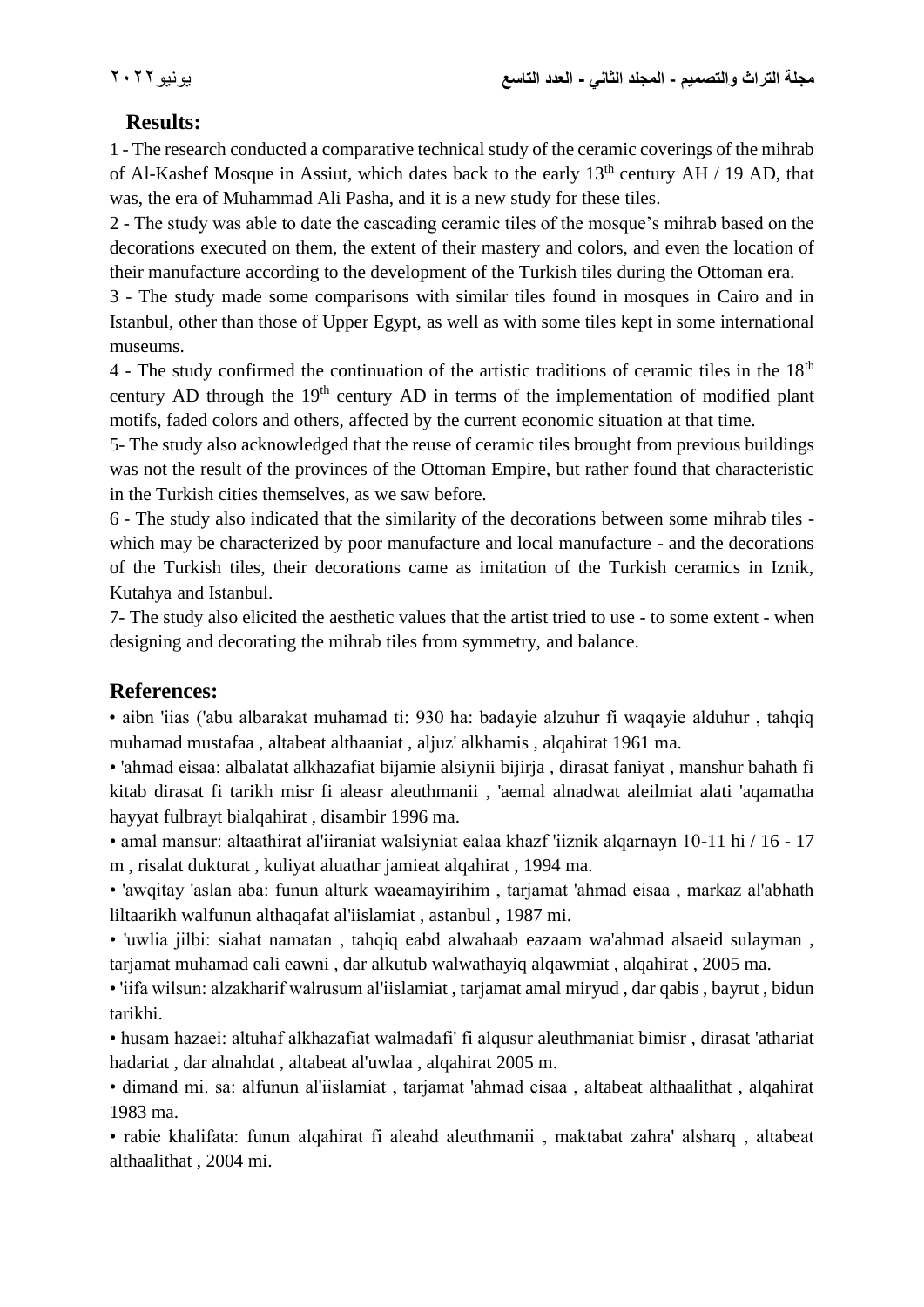## Results:

1 - The research conducted a comparative technical study of the ceramic coverings of the mihrab of Al-Kashef Mosque in Assiut, which dates back to the early 13th century AH / 19 AD, that was, the era of Muhammad Ali Pasha, and it is a new study for these tiles.

2 - The study was able to date the cascading ceramic tiles of the mosque's mihrab based on the decorations executed on them, the extent of their mastery and colors, and even the location of their manufacture according to the development of the Turkish tiles during the Ottoman era.

3 - The study made some comparisons with similar tiles found in mosques in Cairo and in Istanbul, other than those of Upper Egypt, as well as with some tiles kept in some international museums.

4 - The study confirmed the continuation of the artistic traditions of ceramic tiles in the 18th century AD through the 19th century AD in terms of the implementation of modified plant motifs, faded colors and others, affected by the current economic situation at that time.

5- The study also acknowledged that the reuse of ceramic tiles brought from previous buildings was not the result of the provinces of the Ottoman Empire, but rather found that characteristic in the Turkish cities themselves, as we saw before.

6 - The study also indicated that the similarity of the decorations between some mihrab tiles - which may be characterized by poor manufacture and local manufacture - and the decorations of the Turkish tiles, their decorations came as imitation of the Turkish ceramics in Iznik, Kutahya and Istanbul.

7- The study also elicited the aesthetic values that the artist tried to use - to some extent - when designing and decorating the mihrab tiles from symmetry, and balance.

## References:

- aibn 'iias ('abu albarakat muhamad ti: 930 ha: badayie alzuhur fi waqayie alduhur , tahqiq muhamad mustafaa , altabeat althaaniat , aljuz' alkhamis , alqahirat 1961 ma.
- 'ahmad eisaa: albalatat alkhazafiat bijamie alsiynii bijirja , dirasat faniyat , manshur bahath fi kitab dirasat fi tarikh misr fi aleasr aleuthmanii , 'aemal alnadwat aleilmiat alati 'aqamatha hayyat fulbrayt bialqahirat , disambir 1996 ma.
- amal mansur: altaathirat al'iiraniat walsiyniat ealaa khazf 'iiznik alqarnayn 10-11 hi / 16 - 17 m , risalat dukturat , kuliyat aluathar jamieat alqahirat , 1994 ma.
- 'awqitay 'aslan aba: funun alturk waeamayirihim , tarjamat 'ahmad eisaa , markaz al'abhath liltaarikh walfunun althaqafat al'iislamiat , astanbul , 1987 mi.
- 'uwlia jilbi: siahat namatan , tahqiq eabd alwahaab eazaam wa'ahmad alsaeid sulayman , tarjamat muhamad eali eawni , dar alkutub walwathayiq alqawmiat , alqahirat , 2005 ma.
- 'iifa wilsun: alzakharif walrusum al'iislamiat , tarjamat amal miryud , dar qabis , bayrut , bidun tarikhi.
- husam hazaei: altuhaf alkhazafiat walmadafi' fi alqusur aleuthmaniat bimisr , dirasat 'athariat hadariat , dar alnahdat , altabeat al'uwlaa , alqahirat 2005 m.
- dimand mi. sa: alfunun al'iislamiat , tarjamat 'ahmad eisaa , altabeat althaalithat , alqahirat 1983 ma.
- rabie khalifata: funun alqahirat fi aleahd aleuthmanii , maktabat zahra' alsharq , altabeat althaalithat , 2004 mi.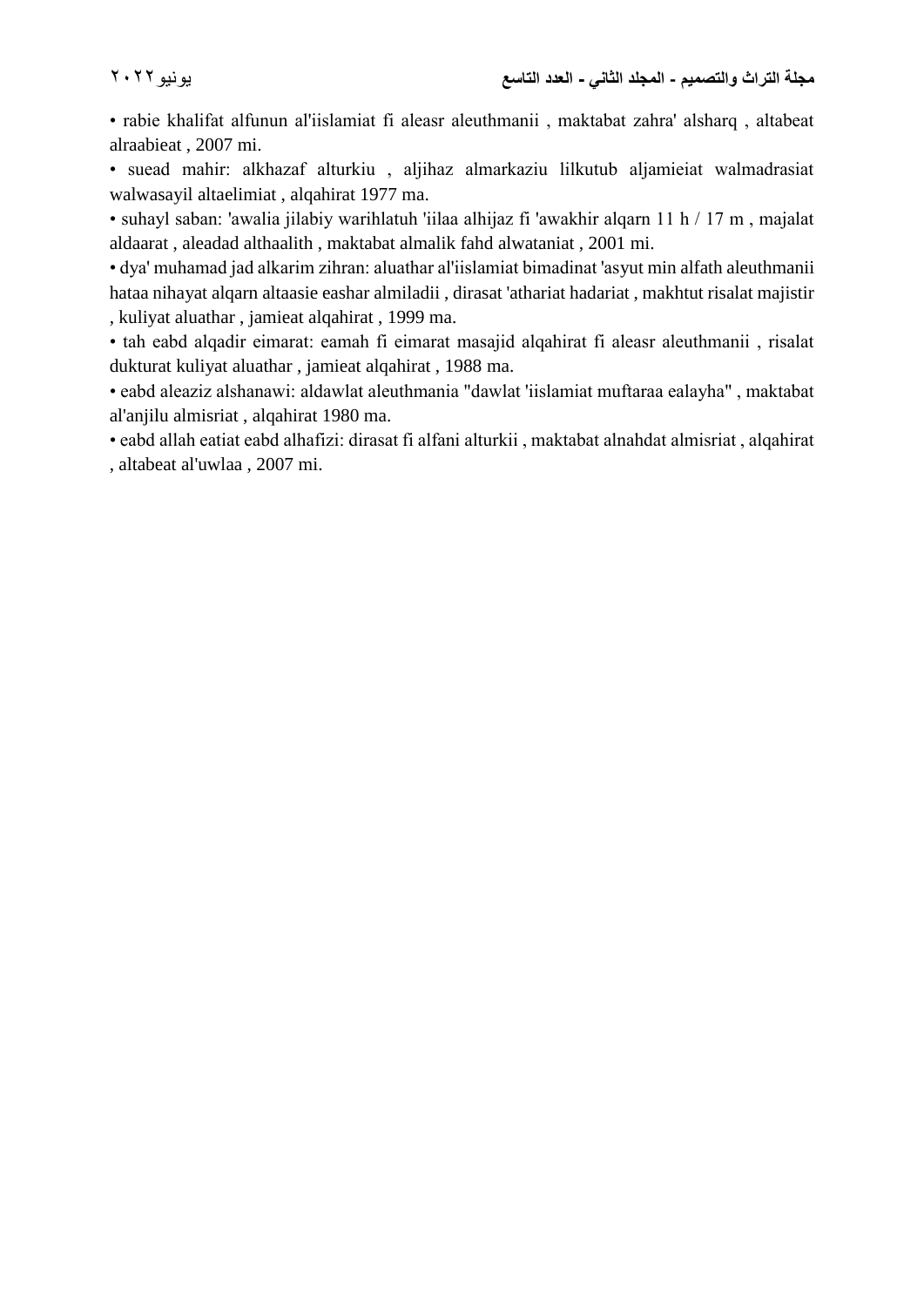- rabie khalifat alfunun al'iislamiat fi aleasr aleuthmanii , maktabat zahra' alsharq , altabeat alraabieat , 2007 mi.
- suead mahir: alkhazaf alturkiu , aljihaz almarkaziu lilkutub aljamieiat walmadrasiat walwasayil altaelimiat , alqahirat 1977 ma.
- suhayl saban: 'awalia jilabiy warihlatuh 'iilaa alhijaz fi 'awakhir alqarn 11 h / 17 m , majalat aldaarat , aleadad althaalith , maktabat almalik fahd alwataniat , 2001 mi.
- dya' muhamad jad alkarim zihran: aluathar al'iislamiat bimadinat 'asyut min alfath aleuthmanii hataa nihayat alqarn altaasie eashar almiladii , dirasat 'athariat hadariat , makhtut risalat majistir , kuliyat aluathar , jamieat alqahirat , 1999 ma.
- tah eabd alqadir eimarat: eamah fi eimarat masajid alqahirat fi aleasr aleuthmanii , risalat dukturat kuliyat aluathar , jamieat alqahirat , 1988 ma.
- eabd aleaziz alshanawi: aldawlat aleuthmania "dawlat 'iislamiat muftaraa ealayha" , maktabat al'anjilu almisriat , alqahirat 1980 ma.
- eabd allah eatiat eabd alhafizi: dirasat fi alfani alturkii , maktabat alnahdat almisriat , alqahirat , altabeat al'uwlaa , 2007 mi.